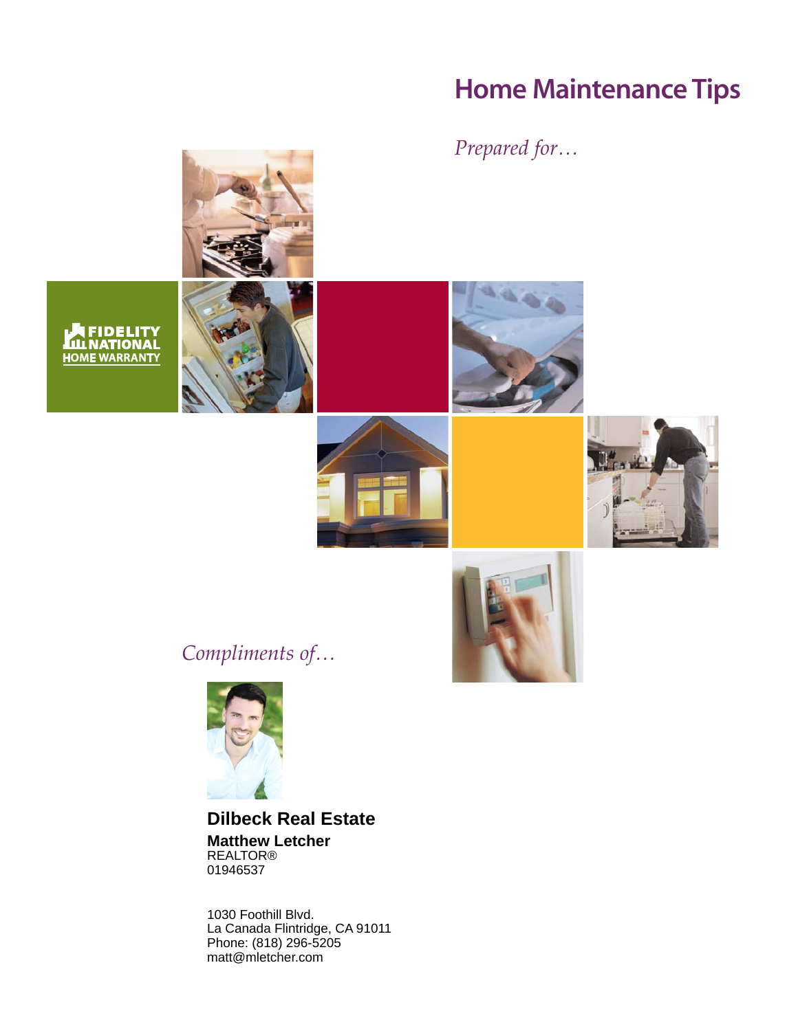# Home Maintenance Tips

*Prepared for…*

FIDELITY NATIONAL HOME WARRANTY

*Compliments of…*

**Dilbeck Real Estate**

**Matthew Letcher**
REALTOR®
01946537

1030 Foothill Blvd.
La Canada Flintridge, CA 91011
Phone: (818) 296-5205
matt@mletcher.com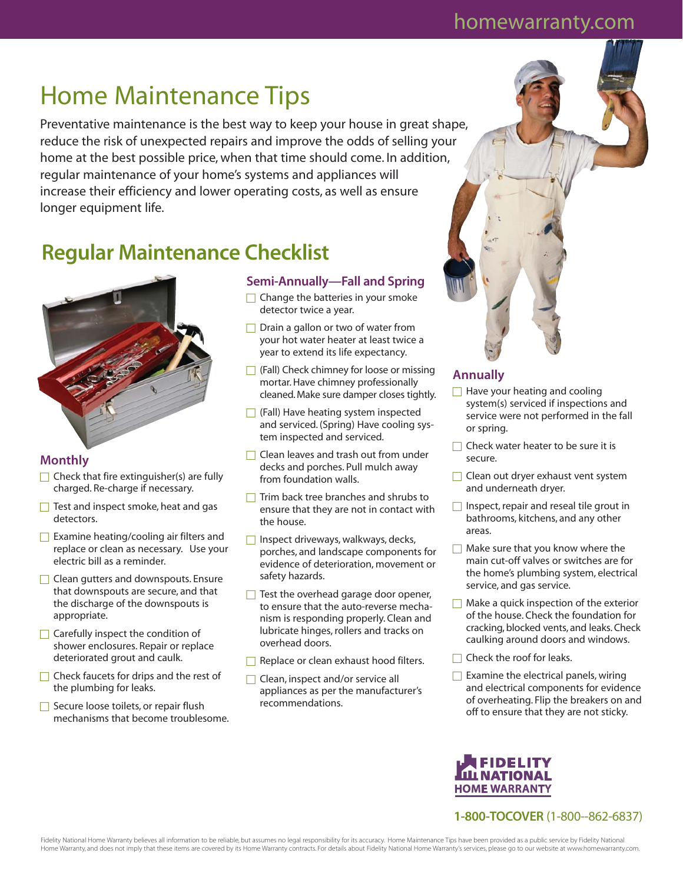# Home Maintenance Tips

Preventative maintenance is the best way to keep your house in great shape, reduce the risk of unexpected repairs and improve the odds of selling your home at the best possible price, when that time should come. In addition, regular maintenance of your home's systems and appliances will increase their efficiency and lower operating costs, as well as ensure longer equipment life.

## Regular Maintenance Checklist

### Monthly

- ☐ Check that fire extinguisher(s) are fully charged. Re-charge if necessary.
- ☐ Test and inspect smoke, heat and gas detectors.
- ☐ Examine heating/cooling air filters and replace or clean as necessary. Use your electric bill as a reminder.
- ☐ Clean gutters and downspouts. Ensure that downspouts are secure, and that the discharge of the downspouts is appropriate.
- ☐ Carefully inspect the condition of shower enclosures. Repair or replace deteriorated grout and caulk.
- ☐ Check faucets for drips and the rest of the plumbing for leaks.
- ☐ Secure loose toilets, or repair flush mechanisms that become troublesome.

### Semi-Annually—Fall and Spring

- ☐ Change the batteries in your smoke detector twice a year.
- ☐ Drain a gallon or two of water from your hot water heater at least twice a year to extend its life expectancy.
- ☐ (Fall) Check chimney for loose or missing mortar. Have chimney professionally cleaned. Make sure damper closes tightly.
- ☐ (Fall) Have heating system inspected and serviced. (Spring) Have cooling system inspected and serviced.
- ☐ Clean leaves and trash out from under decks and porches. Pull mulch away from foundation walls.
- ☐ Trim back tree branches and shrubs to ensure that they are not in contact with the house.
- ☐ Inspect driveways, walkways, decks, porches, and landscape components for evidence of deterioration, movement or safety hazards.
- ☐ Test the overhead garage door opener, to ensure that the auto-reverse mechanism is responding properly. Clean and lubricate hinges, rollers and tracks on overhead doors.
- ☐ Replace or clean exhaust hood filters.
- ☐ Clean, inspect and/or service all appliances as per the manufacturer's recommendations.

### Annually

- ☐ Have your heating and cooling system(s) serviced if inspections and service were not performed in the fall or spring.
- ☐ Check water heater to be sure it is secure.
- ☐ Clean out dryer exhaust vent system and underneath dryer.
- ☐ Inspect, repair and reseal tile grout in bathrooms, kitchens, and any other areas.
- ☐ Make sure that you know where the main cut-off valves or switches are for the home's plumbing system, electrical service, and gas service.
- ☐ Make a quick inspection of the exterior of the house. Check the foundation for cracking, blocked vents, and leaks. Check caulking around doors and windows.
- ☐ Check the roof for leaks.
- ☐ Examine the electrical panels, wiring and electrical components for evidence of overheating. Flip the breakers on and off to ensure that they are not sticky.

FIDELITY NATIONAL HOME WARRANTY

**1-800-TOCOVER** (1-800--862-6837)

Fidelity National Home Warranty believes all information to be reliable, but assumes no legal responsibility for its accuracy. Home Maintenance Tips have been provided as a public service by Fidelity National Home Warranty, and does not imply that these items are covered by its Home Warranty contracts. For details about Fidelity National Home Warranty's services, please go to our website at www.homewarranty.com.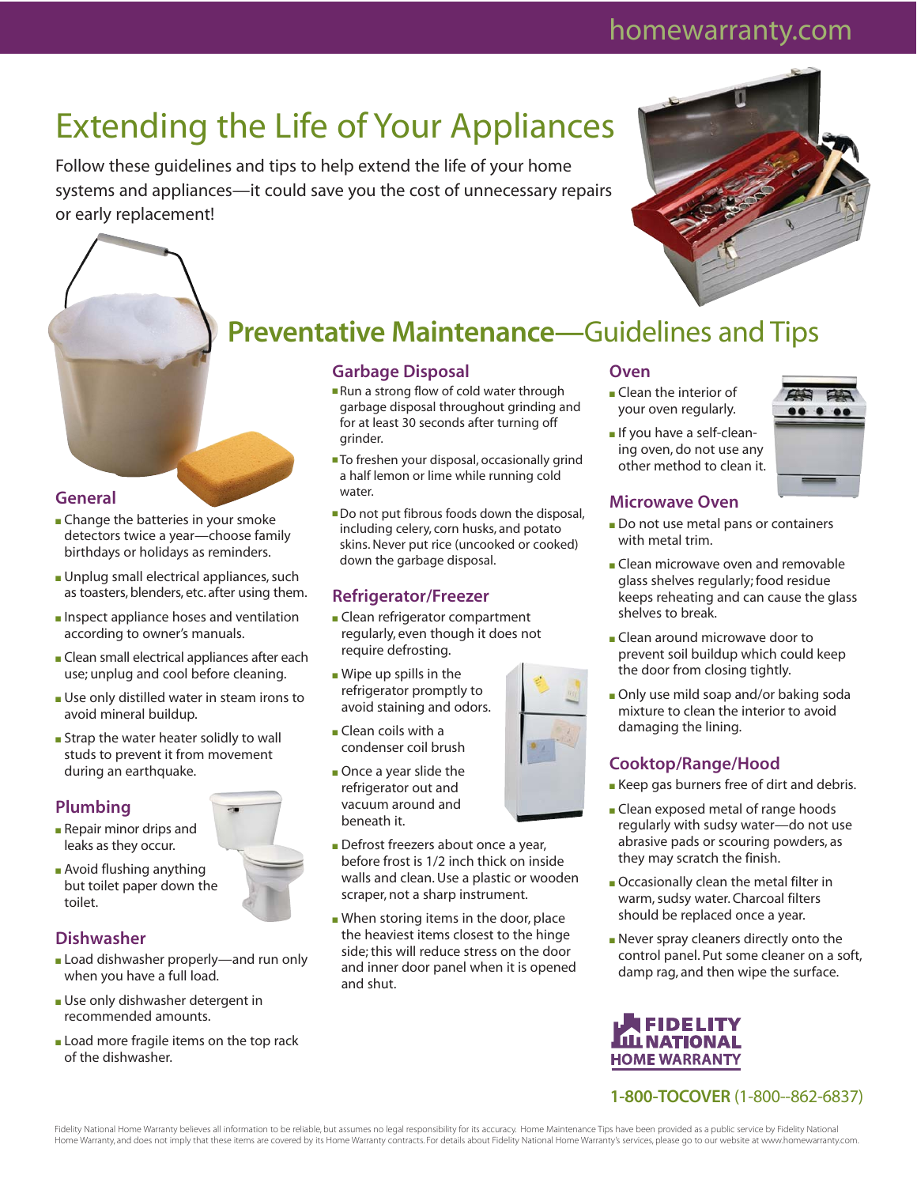# Extending the Life of Your Appliances

Follow these guidelines and tips to help extend the life of your home systems and appliances—it could save you the cost of unnecessary repairs or early replacement!

## Preventative Maintenance—Guidelines and Tips

### General

- Change the batteries in your smoke detectors twice a year—choose family birthdays or holidays as reminders.
- Unplug small electrical appliances, such as toasters, blenders, etc. after using them.
- Inspect appliance hoses and ventilation according to owner's manuals.
- Clean small electrical appliances after each use; unplug and cool before cleaning.
- Use only distilled water in steam irons to avoid mineral buildup.
- Strap the water heater solidly to wall studs to prevent it from movement during an earthquake.

### Plumbing

- Repair minor drips and leaks as they occur.
- Avoid flushing anything but toilet paper down the toilet.

### Dishwasher

- Load dishwasher properly—and run only when you have a full load.
- Use only dishwasher detergent in recommended amounts.
- Load more fragile items on the top rack of the dishwasher.

### Garbage Disposal

- Run a strong flow of cold water through garbage disposal throughout grinding and for at least 30 seconds after turning off grinder.
- To freshen your disposal, occasionally grind a half lemon or lime while running cold water.
- Do not put fibrous foods down the disposal, including celery, corn husks, and potato skins. Never put rice (uncooked or cooked) down the garbage disposal.

### Refrigerator/Freezer

- Clean refrigerator compartment regularly, even though it does not require defrosting.
- Wipe up spills in the refrigerator promptly to avoid staining and odors.
- Clean coils with a condenser coil brush
- Once a year slide the refrigerator out and vacuum around and beneath it.
- Defrost freezers about once a year, before frost is 1/2 inch thick on inside walls and clean. Use a plastic or wooden scraper, not a sharp instrument.
- When storing items in the door, place the heaviest items closest to the hinge side; this will reduce stress on the door and inner door panel when it is opened and shut.

### Oven

- Clean the interior of your oven regularly.
- If you have a self-cleaning oven, do not use any other method to clean it.

### Microwave Oven

- Do not use metal pans or containers with metal trim.
- Clean microwave oven and removable glass shelves regularly; food residue keeps reheating and can cause the glass shelves to break.
- Clean around microwave door to prevent soil buildup which could keep the door from closing tightly.
- Only use mild soap and/or baking soda mixture to clean the interior to avoid damaging the lining.

### Cooktop/Range/Hood

- Keep gas burners free of dirt and debris.
- Clean exposed metal of range hoods regularly with sudsy water—do not use abrasive pads or scouring powders, as they may scratch the finish.
- Occasionally clean the metal filter in warm, sudsy water. Charcoal filters should be replaced once a year.
- Never spray cleaners directly onto the control panel. Put some cleaner on a soft, damp rag, and then wipe the surface.

**FIDELITY NATIONAL HOME WARRANTY**

**1-800-TOCOVER** (1-800--862-6837)

Fidelity National Home Warranty believes all information to be reliable, but assumes no legal responsibility for its accuracy. Home Maintenance Tips have been provided as a public service by Fidelity National Home Warranty, and does not imply that these items are covered by its Home Warranty contracts. For details about Fidelity National Home Warranty's services, please go to our website at www.homewarranty.com.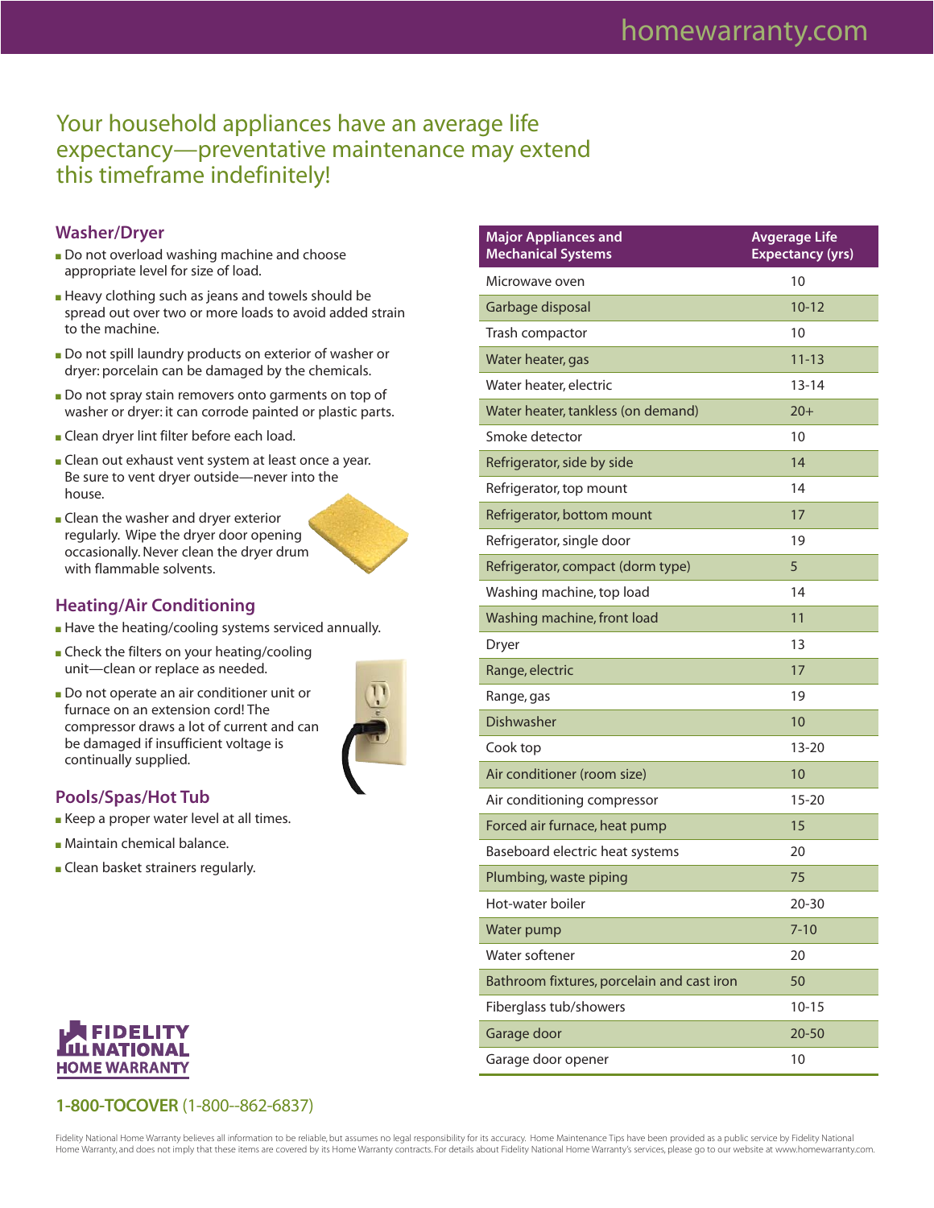# Your household appliances have an average life expectancy—preventative maintenance may extend this timeframe indefinitely!

## Washer/Dryer

- Do not overload washing machine and choose appropriate level for size of load.
- Heavy clothing such as jeans and towels should be spread out over two or more loads to avoid added strain to the machine.
- Do not spill laundry products on exterior of washer or dryer: porcelain can be damaged by the chemicals.
- Do not spray stain removers onto garments on top of washer or dryer: it can corrode painted or plastic parts.
- Clean dryer lint filter before each load.
- Clean out exhaust vent system at least once a year. Be sure to vent dryer outside—never into the house.
- Clean the washer and dryer exterior regularly. Wipe the dryer door opening occasionally. Never clean the dryer drum with flammable solvents.

## Heating/Air Conditioning

- Have the heating/cooling systems serviced annually.
- Check the filters on your heating/cooling unit—clean or replace as needed.
- Do not operate an air conditioner unit or furnace on an extension cord! The compressor draws a lot of current and can be damaged if insufficient voltage is continually supplied.

## Pools/Spas/Hot Tub

- Keep a proper water level at all times.
- Maintain chemical balance.
- Clean basket strainers regularly.

| Major Appliances and Mechanical Systems | Avgerage Life Expectancy (yrs) |
|---|---|
| Microwave oven | 10 |
| Garbage disposal | 10-12 |
| Trash compactor | 10 |
| Water heater, gas | 11-13 |
| Water heater, electric | 13-14 |
| Water heater, tankless (on demand) | 20+ |
| Smoke detector | 10 |
| Refrigerator, side by side | 14 |
| Refrigerator, top mount | 14 |
| Refrigerator, bottom mount | 17 |
| Refrigerator, single door | 19 |
| Refrigerator, compact (dorm type) | 5 |
| Washing machine, top load | 14 |
| Washing machine, front load | 11 |
| Dryer | 13 |
| Range, electric | 17 |
| Range, gas | 19 |
| Dishwasher | 10 |
| Cook top | 13-20 |
| Air conditioner (room size) | 10 |
| Air conditioning compressor | 15-20 |
| Forced air furnace, heat pump | 15 |
| Baseboard electric heat systems | 20 |
| Plumbing, waste piping | 75 |
| Hot-water boiler | 20-30 |
| Water pump | 7-10 |
| Water softener | 20 |
| Bathroom fixtures, porcelain and cast iron | 50 |
| Fiberglass tub/showers | 10-15 |
| Garage door | 20-50 |
| Garage door opener | 10 |

FIDELITY NATIONAL HOME WARRANTY

**1-800-TOCOVER** (1-800--862-6837)

Fidelity National Home Warranty believes all information to be reliable, but assumes no legal responsibility for its accuracy. Home Maintenance Tips have been provided as a public service by Fidelity National Home Warranty, and does not imply that these items are covered by its Home Warranty contracts. For details about Fidelity National Home Warranty's services, please go to our website at www.homewarranty.com.